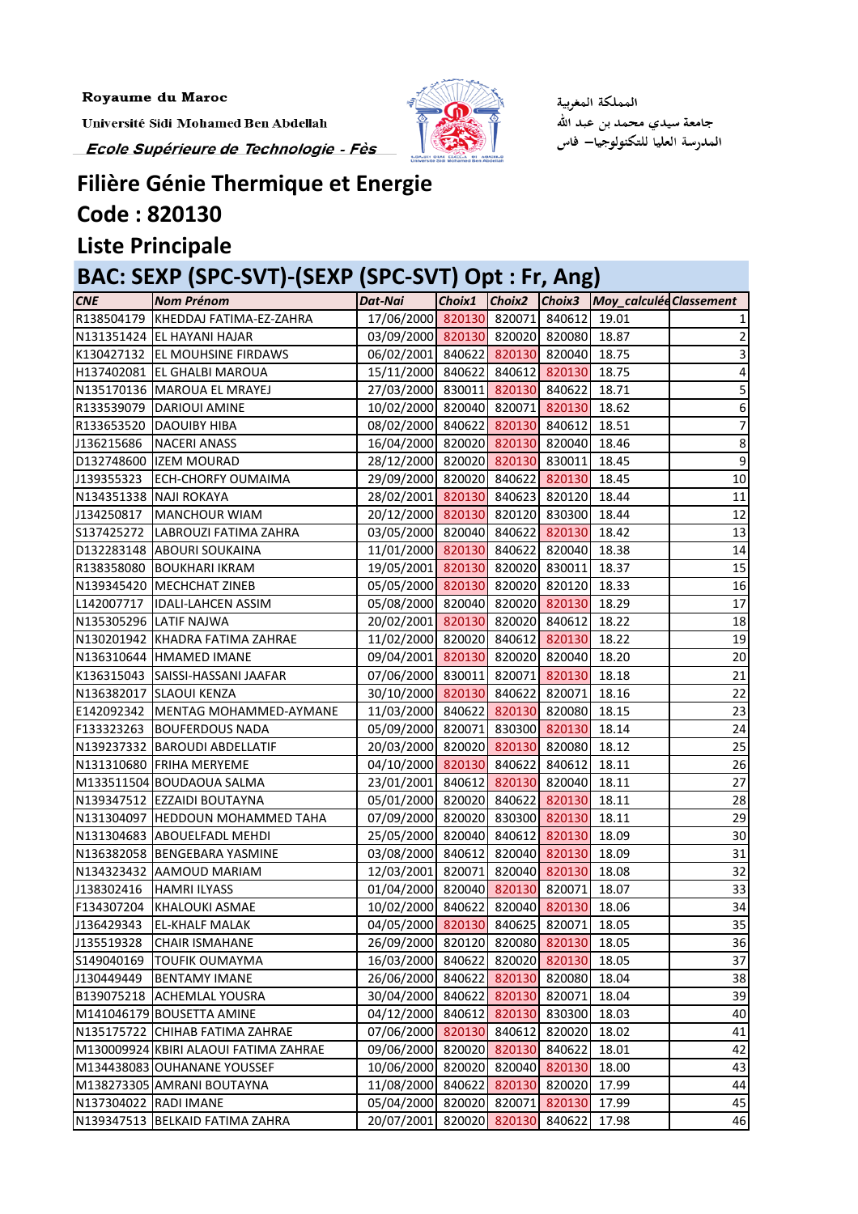Royaume du Maroc

Université Sidi Mohamed Ben Abdellah

*Ecole Supérieure de Technologie - Fès*

المملكة المغربية

جامعة سيدي محمد بن عبد الله

المدرسة العليا للتكنولوجيا– فاس

# Filière Génie Thermique et Energie

## Code : 820130

## Liste Principale

## BAC: SEXP (SPC-SVT)-(SEXP (SPC-SVT) Opt : Fr, Ang)

| CNE | Nom Prénom | Dat-Nai | Choix1 | Choix2 | Choix3 | Moy_calculée | Classement |
|---|---|---|---|---|---|---|---|
| R138504179 | KHEDDAJ FATIMA-EZ-ZAHRA | 17/06/2000 | 820130 | 820071 | 840612 | 19.01 | 1 |
| N131351424 | EL HAYANI HAJAR | 03/09/2000 | 820130 | 820020 | 820080 | 18.87 | 2 |
| K130427132 | EL MOUHSINE FIRDAWS | 06/02/2001 | 840622 | 820130 | 820040 | 18.75 | 3 |
| H137402081 | EL GHALBI MAROUA | 15/11/2000 | 840622 | 840612 | 820130 | 18.75 | 4 |
| N135170136 | MAROUA EL MRAYEJ | 27/03/2000 | 830011 | 820130 | 840622 | 18.71 | 5 |
| R133539079 | DARIOUI AMINE | 10/02/2000 | 820040 | 820071 | 820130 | 18.62 | 6 |
| R133653520 | DAOUIBY HIBA | 08/02/2000 | 840622 | 820130 | 840612 | 18.51 | 7 |
| J136215686 | NACERI ANASS | 16/04/2000 | 820020 | 820130 | 820040 | 18.46 | 8 |
| D132748600 | IZEM MOURAD | 28/12/2000 | 820020 | 820130 | 830011 | 18.45 | 9 |
| J139355323 | ECH-CHORFY OUMAIMA | 29/09/2000 | 820020 | 840622 | 820130 | 18.45 | 10 |
| N134351338 | NAJI ROKAYA | 28/02/2001 | 820130 | 840623 | 820120 | 18.44 | 11 |
| J134250817 | MANCHOUR WIAM | 20/12/2000 | 820130 | 820120 | 830300 | 18.44 | 12 |
| S137425272 | LABROUZI FATIMA ZAHRA | 03/05/2000 | 820040 | 840622 | 820130 | 18.42 | 13 |
| D132283148 | ABOURI SOUKAINA | 11/01/2000 | 820130 | 840622 | 820040 | 18.38 | 14 |
| R138358080 | BOUKHARI IKRAM | 19/05/2001 | 820130 | 820020 | 830011 | 18.37 | 15 |
| N139345420 | MECHCHAT ZINEB | 05/05/2000 | 820130 | 820020 | 820120 | 18.33 | 16 |
| L142007717 | IDALI-LAHCEN ASSIM | 05/08/2000 | 820040 | 820020 | 820130 | 18.29 | 17 |
| N135305296 | LATIF NAJWA | 20/02/2001 | 820130 | 820020 | 840612 | 18.22 | 18 |
| N130201942 | KHADRA FATIMA ZAHRAE | 11/02/2000 | 820020 | 840612 | 820130 | 18.22 | 19 |
| N136310644 | HMAMED IMANE | 09/04/2001 | 820130 | 820020 | 820040 | 18.20 | 20 |
| K136315043 | SAISSI-HASSANI JAAFAR | 07/06/2000 | 830011 | 820071 | 820130 | 18.18 | 21 |
| N136382017 | SLAOUI KENZA | 30/10/2000 | 820130 | 840622 | 820071 | 18.16 | 22 |
| E142092342 | MENTAG MOHAMMED-AYMANE | 11/03/2000 | 840622 | 820130 | 820080 | 18.15 | 23 |
| F133323263 | BOUFERDOUS NADA | 05/09/2000 | 820071 | 830300 | 820130 | 18.14 | 24 |
| N139237332 | BAROUDI ABDELLATIF | 20/03/2000 | 820020 | 820130 | 820080 | 18.12 | 25 |
| N131310680 | FRIHA MERYEME | 04/10/2000 | 820130 | 840622 | 840612 | 18.11 | 26 |
| M133511504 | BOUDAOUA SALMA | 23/01/2001 | 840612 | 820130 | 820040 | 18.11 | 27 |
| N139347512 | EZZAIDI BOUTAYNA | 05/01/2000 | 820020 | 840622 | 820130 | 18.11 | 28 |
| N131304097 | HEDDOUN MOHAMMED TAHA | 07/09/2000 | 820020 | 830300 | 820130 | 18.11 | 29 |
| N131304683 | ABOUELFADL MEHDI | 25/05/2000 | 820040 | 840612 | 820130 | 18.09 | 30 |
| N136382058 | BENGEBARA YASMINE | 03/08/2000 | 840612 | 820040 | 820130 | 18.09 | 31 |
| N134323432 | AAMOUD MARIAM | 12/03/2001 | 820071 | 820040 | 820130 | 18.08 | 32 |
| J138302416 | HAMRI ILYASS | 01/04/2000 | 820040 | 820130 | 820071 | 18.07 | 33 |
| F134307204 | KHALOUKI ASMAE | 10/02/2000 | 840622 | 820040 | 820130 | 18.06 | 34 |
| J136429343 | EL-KHALF MALAK | 04/05/2000 | 820130 | 840625 | 820071 | 18.05 | 35 |
| J135519328 | CHAIR ISMAHANE | 26/09/2000 | 820120 | 820080 | 820130 | 18.05 | 36 |
| S149040169 | TOUFIK OUMAYMA | 16/03/2000 | 840622 | 820020 | 820130 | 18.05 | 37 |
| J130449449 | BENTAMY IMANE | 26/06/2000 | 840622 | 820130 | 820080 | 18.04 | 38 |
| B139075218 | ACHEMLAL YOUSRA | 30/04/2000 | 840622 | 820130 | 820071 | 18.04 | 39 |
| M141046179 | BOUSETTA AMINE | 04/12/2000 | 840612 | 820130 | 830300 | 18.03 | 40 |
| N135175722 | CHIHAB FATIMA ZAHRAE | 07/06/2000 | 820130 | 840612 | 820020 | 18.02 | 41 |
| M130009924 | KBIRI ALAOUI FATIMA ZAHRAE | 09/06/2000 | 820020 | 820130 | 840622 | 18.01 | 42 |
| M134438083 | OUHANANE YOUSSEF | 10/06/2000 | 820020 | 820040 | 820130 | 18.00 | 43 |
| M138273305 | AMRANI BOUTAYNA | 11/08/2000 | 840622 | 820130 | 820020 | 17.99 | 44 |
| N137304022 | RADI IMANE | 05/04/2000 | 820020 | 820071 | 820130 | 17.99 | 45 |
| N139347513 | BELKAID FATIMA ZAHRA | 20/07/2001 | 820020 | 820130 | 840622 | 17.98 | 46 |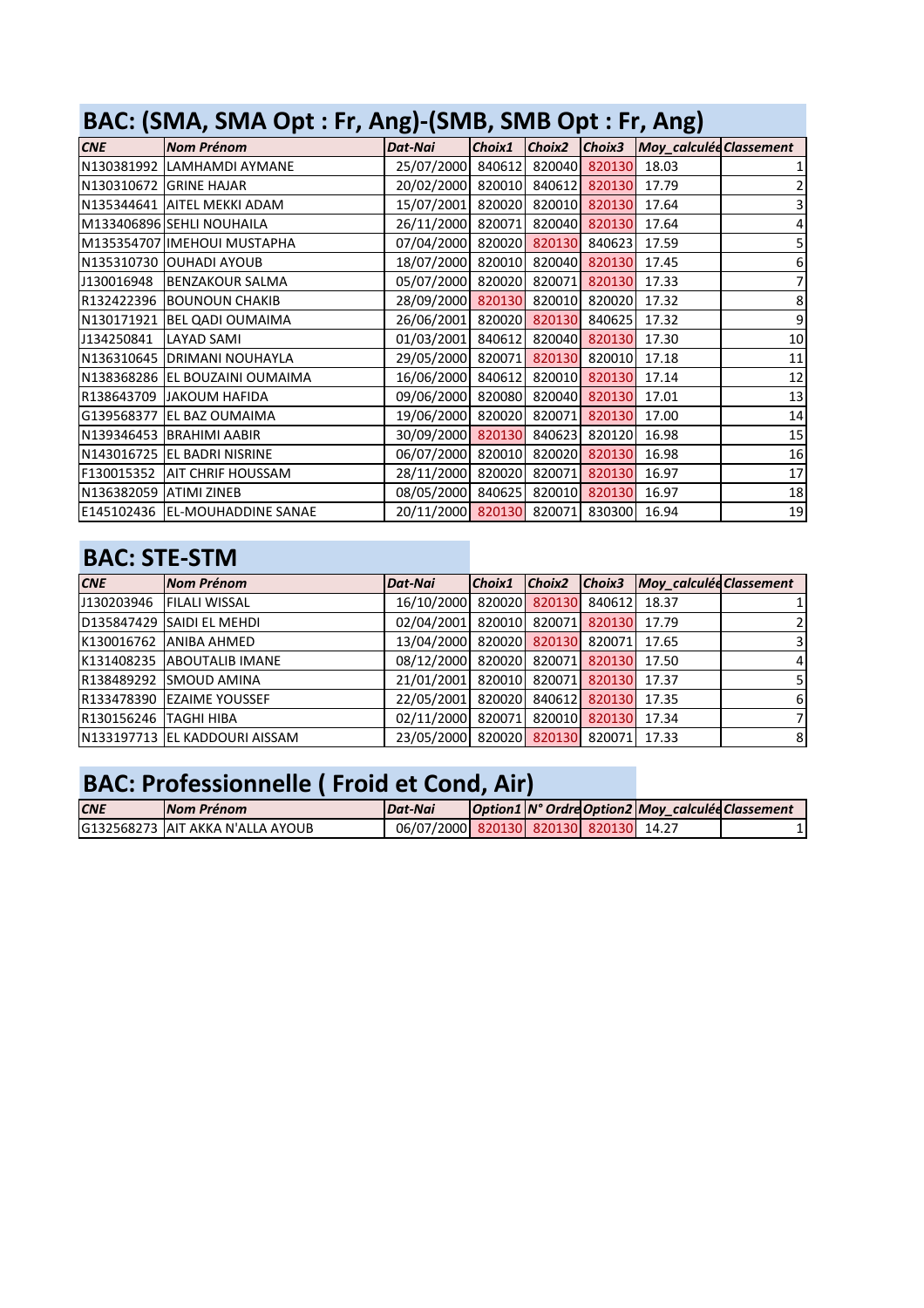## BAC: (SMA, SMA Opt : Fr, Ang)-(SMB, SMB Opt : Fr, Ang)

| CNE | Nom Prénom | Dat-Nai | Choix1 | Choix2 | Choix3 | Moy_calculée | Classement |
|---|---|---|---|---|---|---|---|
| N130381992 | LAMHAMDI AYMANE | 25/07/2000 | 840612 | 820040 | 820130 | 18.03 | 1 |
| N130310672 | GRINE HAJAR | 20/02/2000 | 820010 | 840612 | 820130 | 17.79 | 2 |
| N135344641 | AITEL MEKKI ADAM | 15/07/2001 | 820020 | 820010 | 820130 | 17.64 | 3 |
| M133406896 | SEHLI NOUHAILA | 26/11/2000 | 820071 | 820040 | 820130 | 17.64 | 4 |
| M135354707 | IMEHOUI MUSTAPHA | 07/04/2000 | 820020 | 820130 | 840623 | 17.59 | 5 |
| N135310730 | OUHADI AYOUB | 18/07/2000 | 820010 | 820040 | 820130 | 17.45 | 6 |
| J130016948 | BENZAKOUR SALMA | 05/07/2000 | 820020 | 820071 | 820130 | 17.33 | 7 |
| R132422396 | BOUNOUN CHAKIB | 28/09/2000 | 820130 | 820010 | 820020 | 17.32 | 8 |
| N130171921 | BEL QADI OUMAIMA | 26/06/2001 | 820020 | 820130 | 840625 | 17.32 | 9 |
| J134250841 | LAYAD SAMI | 01/03/2001 | 840612 | 820040 | 820130 | 17.30 | 10 |
| N136310645 | DRIMANI NOUHAYLA | 29/05/2000 | 820071 | 820130 | 820010 | 17.18 | 11 |
| N138368286 | EL BOUZAINI OUMAIMA | 16/06/2000 | 840612 | 820010 | 820130 | 17.14 | 12 |
| R138643709 | JAKOUM HAFIDA | 09/06/2000 | 820080 | 820040 | 820130 | 17.01 | 13 |
| G139568377 | EL BAZ OUMAIMA | 19/06/2000 | 820020 | 820071 | 820130 | 17.00 | 14 |
| N139346453 | BRAHIMI AABIR | 30/09/2000 | 820130 | 840623 | 820120 | 16.98 | 15 |
| N143016725 | EL BADRI NISRINE | 06/07/2000 | 820010 | 820020 | 820130 | 16.98 | 16 |
| F130015352 | AIT CHRIF HOUSSAM | 28/11/2000 | 820020 | 820071 | 820130 | 16.97 | 17 |
| N136382059 | ATIMI ZINEB | 08/05/2000 | 840625 | 820010 | 820130 | 16.97 | 18 |
| E145102436 | EL-MOUHADDINE SANAE | 20/11/2000 | 820130 | 820071 | 830300 | 16.94 | 19 |

## BAC: STE-STM

| CNE | Nom Prénom | Dat-Nai | Choix1 | Choix2 | Choix3 | Moy_calculée | Classement |
|---|---|---|---|---|---|---|---|
| J130203946 | FILALI WISSAL | 16/10/2000 | 820020 | 820130 | 840612 | 18.37 | 1 |
| D135847429 | SAIDI EL MEHDI | 02/04/2001 | 820010 | 820071 | 820130 | 17.79 | 2 |
| K130016762 | ANIBA AHMED | 13/04/2000 | 820020 | 820130 | 820071 | 17.65 | 3 |
| K131408235 | ABOUTALIB IMANE | 08/12/2000 | 820020 | 820071 | 820130 | 17.50 | 4 |
| R138489292 | SMOUD AMINA | 21/01/2001 | 820010 | 820071 | 820130 | 17.37 | 5 |
| R133478390 | EZAIME YOUSSEF | 22/05/2001 | 820020 | 840612 | 820130 | 17.35 | 6 |
| R130156246 | TAGHI HIBA | 02/11/2000 | 820071 | 820010 | 820130 | 17.34 | 7 |
| N133197713 | EL KADDOURI AISSAM | 23/05/2000 | 820020 | 820130 | 820071 | 17.33 | 8 |

## BAC: Professionnelle ( Froid et Cond, Air)

| CNE | Nom Prénom | Dat-Nai | Option1 | N° Ordre | Option2 | Moy_calculée | Classement |
|---|---|---|---|---|---|---|---|
| G132568273 | AIT AKKA N'ALLA AYOUB | 06/07/2000 | 820130 | 820130 | 820130 | 14.27 | 1 |